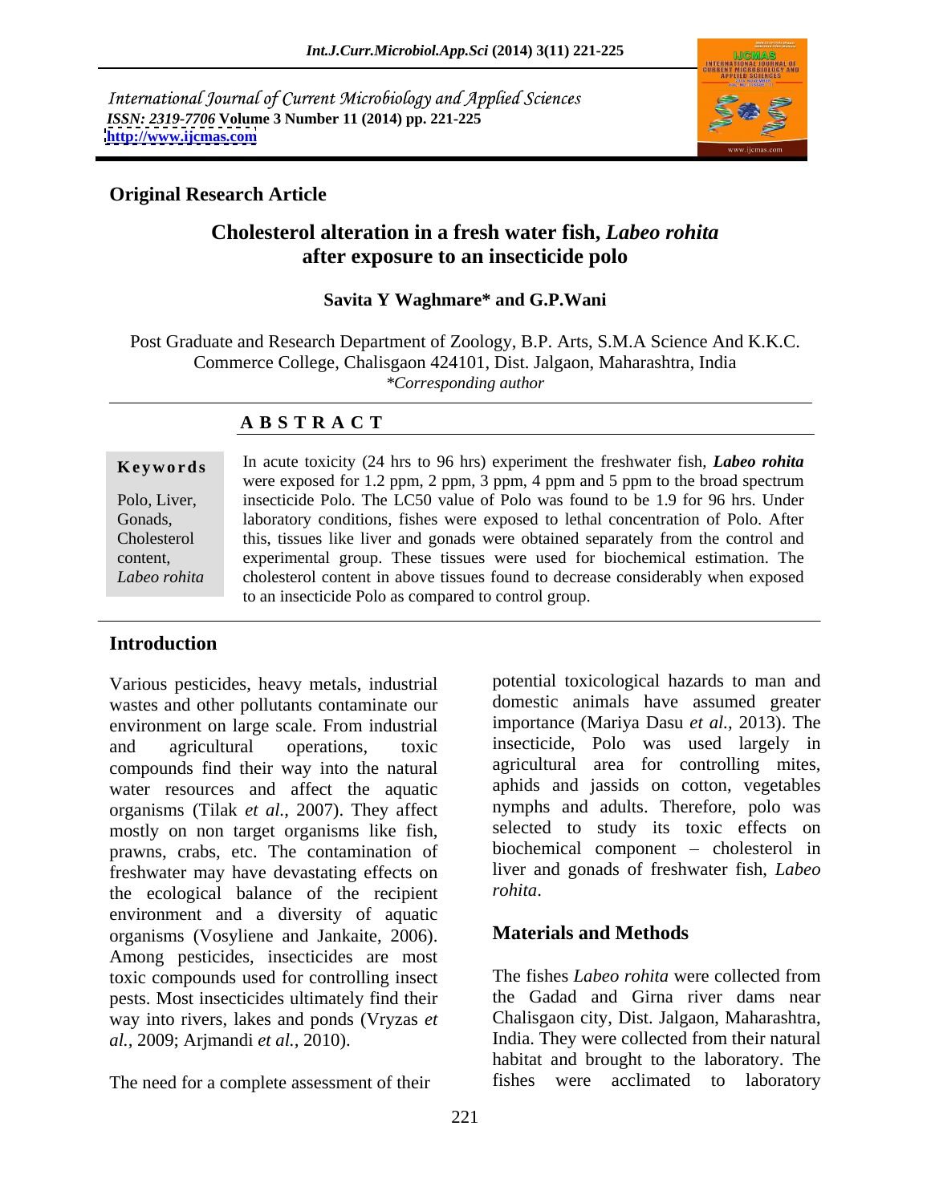International Journal of Current Microbiology and Applied Sciences
*ISSN: 2319-7706* **Volume 3 Number 11 (2014) pp. 221-225**
**http://www.ijcmas.com**

**Original Research Article**

# Cholesterol alteration in a fresh water fish, *Labeo rohita* after exposure to an insecticide polo

**Savita Y Waghmare\* and G.P.Wani**

Post Graduate and Research Department of Zoology, B.P. Arts, S.M.A Science And K.K.C. Commerce College, Chalisgaon 424101, Dist. Jalgaon, Maharashtra, India
*\*Corresponding author*

## A B S T R A C T

**Keywords**

Polo, Liver, Gonads, Cholesterol content, *Labeo rohita*

In acute toxicity (24 hrs to 96 hrs) experiment the freshwater fish, ***Labeo rohita*** were exposed for 1.2 ppm, 2 ppm, 3 ppm, 4 ppm and 5 ppm to the broad spectrum insecticide Polo. The LC50 value of Polo was found to be 1.9 for 96 hrs. Under laboratory conditions, fishes were exposed to lethal concentration of Polo. After this, tissues like liver and gonads were obtained separately from the control and experimental group. These tissues were used for biochemical estimation. The cholesterol content in above tissues found to decrease considerably when exposed to an insecticide Polo as compared to control group.

## Introduction

Various pesticides, heavy metals, industrial wastes and other pollutants contaminate our environment on large scale. From industrial and agricultural operations, toxic compounds find their way into the natural water resources and affect the aquatic organisms (Tilak *et al.,* 2007). They affect mostly on non target organisms like fish, prawns, crabs, etc. The contamination of freshwater may have devastating effects on the ecological balance of the recipient environment and a diversity of aquatic organisms (Vosyliene and Jankaite, 2006). Among pesticides, insecticides are most toxic compounds used for controlling insect pests. Most insecticides ultimately find their way into rivers, lakes and ponds (Vryzas *et al.,* 2009; Arjmandi *et al.,* 2010).

The need for a complete assessment of their potential toxicological hazards to man and domestic animals have assumed greater importance (Mariya Dasu *et al.,* 2013). The insecticide, Polo was used largely in agricultural area for controlling mites, aphids and jassids on cotton, vegetables nymphs and adults. Therefore, polo was selected to study its toxic effects on biochemical component – cholesterol in liver and gonads of freshwater fish, *Labeo rohita*.

## Materials and Methods

The fishes *Labeo rohita* were collected from the Gadad and Girna river dams near Chalisgaon city, Dist. Jalgaon, Maharashtra, India. They were collected from their natural habitat and brought to the laboratory. The fishes were acclimated to laboratory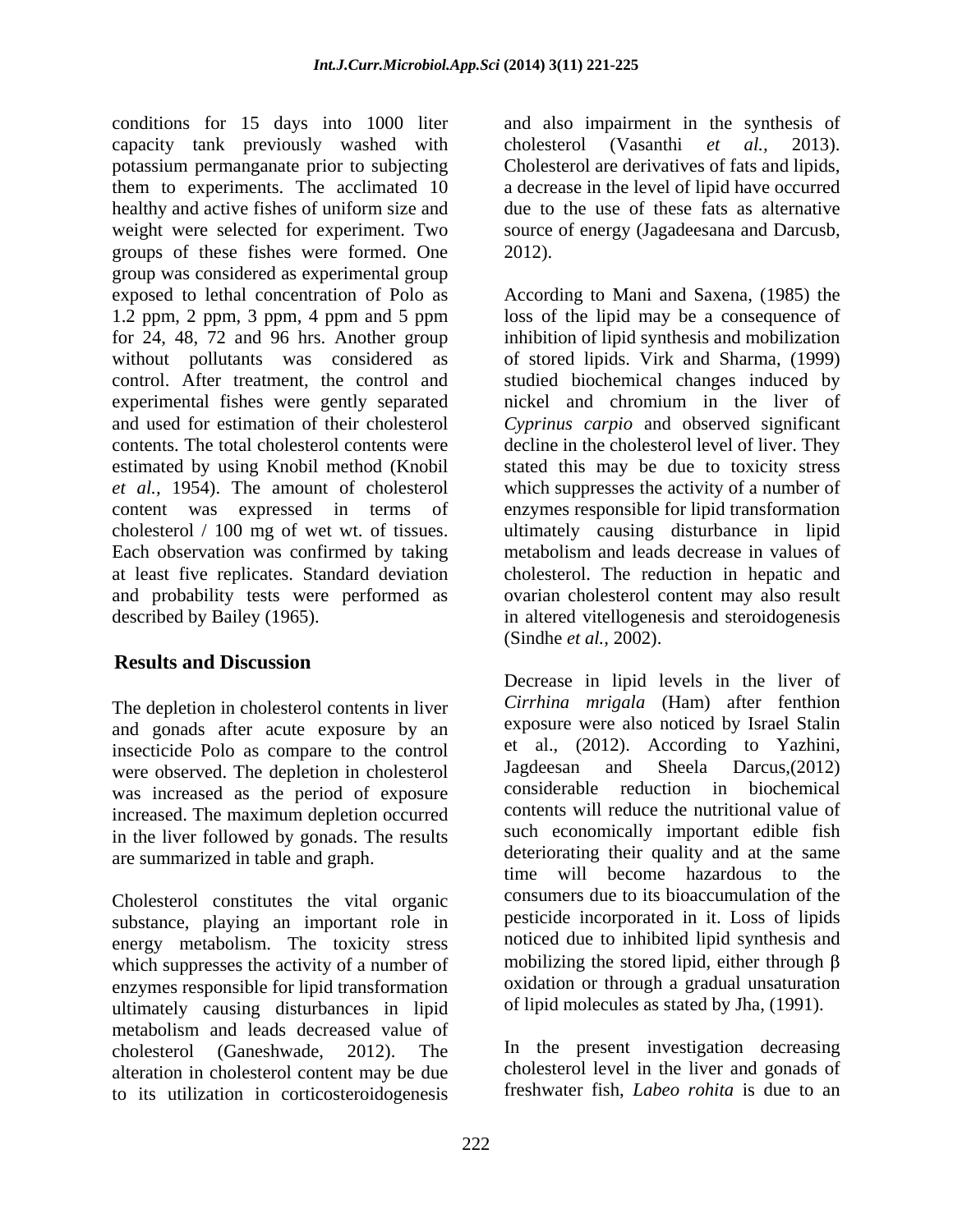conditions for 15 days into 1000 liter capacity tank previously washed with potassium permanganate prior to subjecting them to experiments. The acclimated 10 healthy and active fishes of uniform size and weight were selected for experiment. Two groups of these fishes were formed. One group was considered as experimental group exposed to lethal concentration of Polo as 1.2 ppm, 2 ppm, 3 ppm, 4 ppm and 5 ppm for 24, 48, 72 and 96 hrs. Another group without pollutants was considered as control. After treatment, the control and experimental fishes were gently separated and used for estimation of their cholesterol contents. The total cholesterol contents were estimated by using Knobil method (Knobil *et al.,* 1954). The amount of cholesterol content was expressed in terms of cholesterol / 100 mg of wet wt. of tissues. Each observation was confirmed by taking at least five replicates. Standard deviation and probability tests were performed as described by Bailey (1965).

## Results and Discussion

The depletion in cholesterol contents in liver and gonads after acute exposure by an insecticide Polo as compare to the control were observed. The depletion in cholesterol was increased as the period of exposure increased. The maximum depletion occurred in the liver followed by gonads. The results are summarized in table and graph.

Cholesterol constitutes the vital organic substance, playing an important role in energy metabolism. The toxicity stress which suppresses the activity of a number of enzymes responsible for lipid transformation ultimately causing disturbances in lipid metabolism and leads decreased value of cholesterol (Ganeshwade, 2012). The alteration in cholesterol content may be due to its utilization in corticosteroidogenesis and also impairment in the synthesis of cholesterol (Vasanthi *et al.,* 2013). Cholesterol are derivatives of fats and lipids, a decrease in the level of lipid have occurred due to the use of these fats as alternative source of energy (Jagadeesana and Darcusb, 2012).

According to Mani and Saxena, (1985) the loss of the lipid may be a consequence of inhibition of lipid synthesis and mobilization of stored lipids. Virk and Sharma, (1999) studied biochemical changes induced by nickel and chromium in the liver of *Cyprinus carpio* and observed significant decline in the cholesterol level of liver. They stated this may be due to toxicity stress which suppresses the activity of a number of enzymes responsible for lipid transformation ultimately causing disturbance in lipid metabolism and leads decrease in values of cholesterol. The reduction in hepatic and ovarian cholesterol content may also result in altered vitellogenesis and steroidogenesis (Sindhe *et al.,* 2002).

Decrease in lipid levels in the liver of *Cirrhina mrigala* (Ham) after fenthion exposure were also noticed by Israel Stalin et al., (2012). According to Yazhini, Jagdeesan and Sheela Darcus,(2012) considerable reduction in biochemical contents will reduce the nutritional value of such economically important edible fish deteriorating their quality and at the same time will become hazardous to the consumers due to its bioaccumulation of the pesticide incorporated in it. Loss of lipids noticed due to inhibited lipid synthesis and mobilizing the stored lipid, either through β oxidation or through a gradual unsaturation of lipid molecules as stated by Jha, (1991).

In the present investigation decreasing cholesterol level in the liver and gonads of freshwater fish, *Labeo rohita* is due to an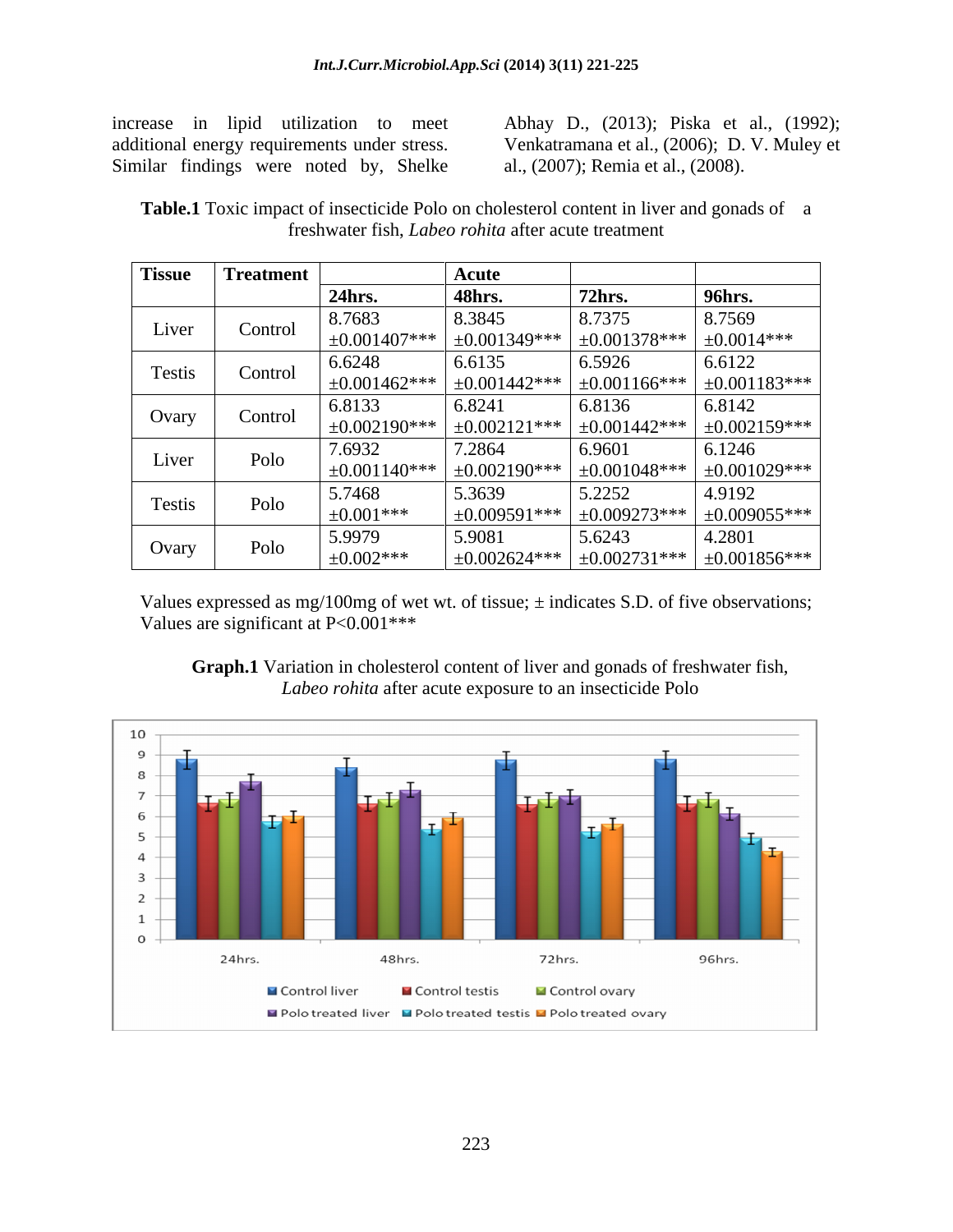increase in lipid utilization to meet additional energy requirements under stress. Similar findings were noted by, Shelke Abhay D., (2013); Piska et al., (1992); Venkatramana et al., (2006); D. V. Muley et al., (2007); Remia et al., (2008).

**Table.1** Toxic impact of insecticide Polo on cholesterol content in liver and gonads of a freshwater fish, *Labeo rohita* after acute treatment

| Tissue | Treatment | | Acute | | |
|---|---|---|---|---|---|
| | | 24hrs. | 48hrs. | 72hrs. | 96hrs. |
| Liver | Control | 8.7683 ±0.001407*** | 8.3845 ±0.001349*** | 8.7375 ±0.001378*** | 8.7569 ±0.0014*** |
| Testis | Control | 6.6248 ±0.001462*** | 6.6135 ±0.001442*** | 6.5926 ±0.001166*** | 6.6122 ±0.001183*** |
| Ovary | Control | 6.8133 ±0.002190*** | 6.8241 ±0.002121*** | 6.8136 ±0.001442*** | 6.8142 ±0.002159*** |
| Liver | Polo | 7.6932 ±0.001140*** | 7.2864 ±0.002190*** | 6.9601 ±0.001048*** | 6.1246 ±0.001029*** |
| Testis | Polo | 5.7468 ±0.001*** | 5.3639 ±0.009591*** | 5.2252 ±0.009273*** | 4.9192 ±0.009055*** |
| Ovary | Polo | 5.9979 ±0.002*** | 5.9081 ±0.002624*** | 5.6243 ±0.002731*** | 4.2801 ±0.001856*** |

Values expressed as mg/100mg of wet wt. of tissue; ± indicates S.D. of five observations; Values are significant at P<0.001***

**Graph.1** Variation in cholesterol content of liver and gonads of freshwater fish, *Labeo rohita* after acute exposure to an insecticide Polo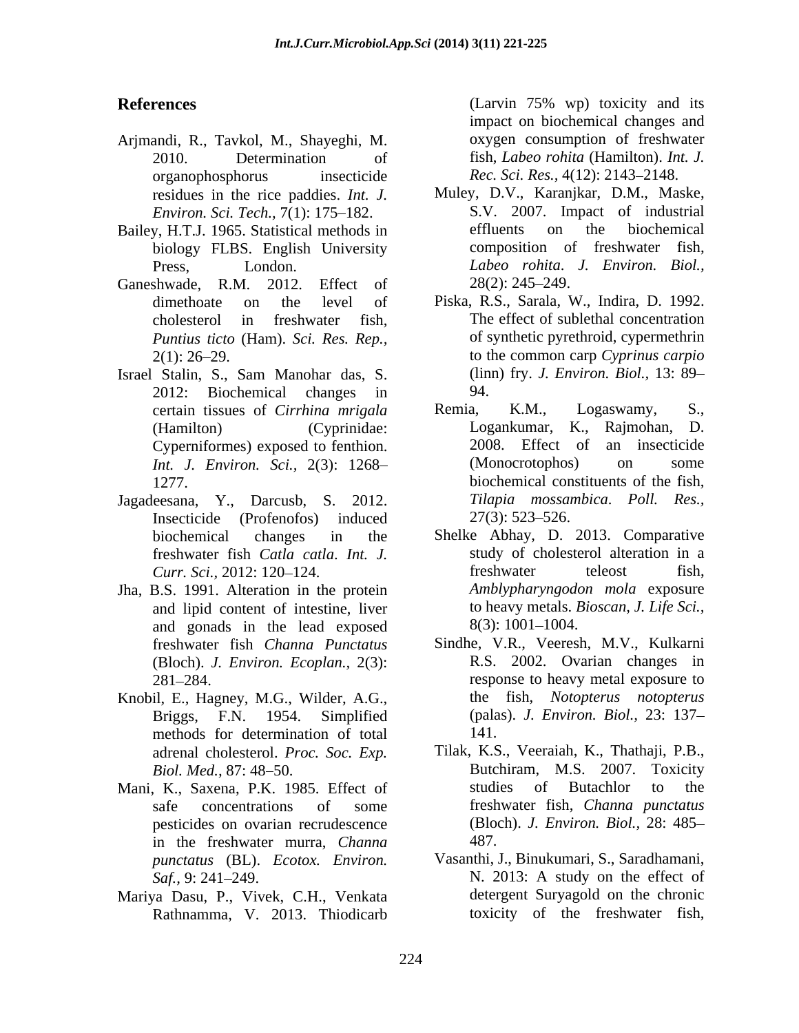## References

Arjmandi, R., Tavkol, M., Shayeghi, M. 2010. Determination of organophosphorus insecticide residues in the rice paddies. *Int. J. Environ. Sci. Tech.,* 7(1): 175–182.

Bailey, H.T.J. 1965. Statistical methods in biology FLBS. English University Press, London.

Ganeshwade, R.M. 2012. Effect of dimethoate on the level of cholesterol in freshwater fish, *Puntius ticto* (Ham). *Sci. Res. Rep.,* 2(1): 26–29.

Israel Stalin, S., Sam Manohar das, S. 2012: Biochemical changes in certain tissues of *Cirrhina mrigala* (Hamilton) (Cyprinidae: Cyperniformes) exposed to fenthion. *Int. J. Environ. Sci.,* 2(3): 1268–1277.

Jagadeesana, Y., Darcusb, S. 2012. Insecticide (Profenofos) induced biochemical changes in the freshwater fish *Catla catla*. *Int. J. Curr. Sci.,* 2012: 120–124.

Jha, B.S. 1991. Alteration in the protein and lipid content of intestine, liver and gonads in the lead exposed freshwater fish *Channa Punctatus* (Bloch). *J. Environ. Ecoplan.,* 2(3): 281–284.

Knobil, E., Hagney, M.G., Wilder, A.G., Briggs, F.N. 1954. Simplified methods for determination of total adrenal cholesterol. *Proc. Soc. Exp. Biol. Med.,* 87: 48–50.

Mani, K., Saxena, P.K. 1985. Effect of safe concentrations of some pesticides on ovarian recrudescence in the freshwater murra, *Channa punctatus* (BL). *Ecotox. Environ. Saf.,* 9: 241–249.

Mariya Dasu, P., Vivek, C.H., Venkata Rathnamma, V. 2013. Thiodicarb (Larvin 75% wp) toxicity and its impact on biochemical changes and oxygen consumption of freshwater fish, *Labeo rohita* (Hamilton). *Int. J. Rec. Sci. Res.,* 4(12): 2143–2148.

Muley, D.V., Karanjkar, D.M., Maske, S.V. 2007. Impact of industrial effluents on the biochemical composition of freshwater fish, *Labeo rohita*. *J. Environ. Biol.,* 28(2): 245–249.

Piska, R.S., Sarala, W., Indira, D. 1992. The effect of sublethal concentration of synthetic pyrethroid, cypermethrin to the common carp *Cyprinus carpio* (linn) fry. *J. Environ. Biol.,* 13: 89–94.

Remia, K.M., Logaswamy, S., Logankumar, K., Rajmohan, D. 2008. Effect of an insecticide (Monocrotophos) on some biochemical constituents of the fish, *Tilapia mossambica*. *Poll. Res.,* 27(3): 523–526.

Shelke Abhay, D. 2013. Comparative study of cholesterol alteration in a freshwater teleost fish, *Amblypharyngodon mola* exposure to heavy metals. *Bioscan, J. Life Sci.,* 8(3): 1001–1004.

Sindhe, V.R., Veeresh, M.V., Kulkarni R.S. 2002. Ovarian changes in response to heavy metal exposure to the fish, *Notopterus notopterus* (palas). *J. Environ. Biol.,* 23: 137–141.

Tilak, K.S., Veeraiah, K., Thathaji, P.B., Butchiram, M.S. 2007. Toxicity studies of Butachlor to the freshwater fish, *Channa punctatus* (Bloch). *J. Environ. Biol.,* 28: 485–487.

Vasanthi, J., Binukumari, S., Saradhamani, N. 2013: A study on the effect of detergent Suryagold on the chronic toxicity of the freshwater fish,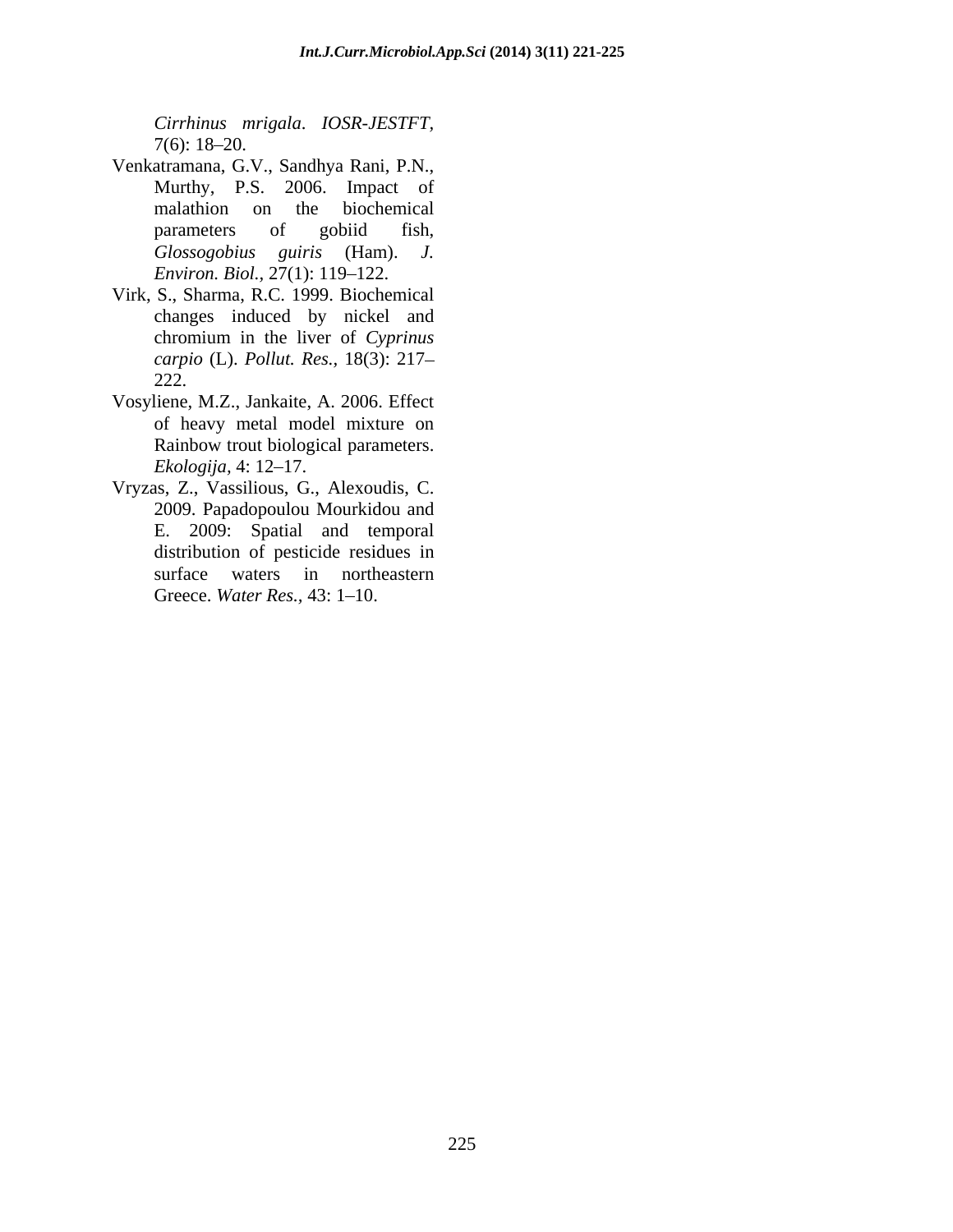*Cirrhinus mrigala*. *IOSR-JESTFT,* 7(6): 18–20.

Venkatramana, G.V., Sandhya Rani, P.N., Murthy, P.S. 2006. Impact of malathion on the biochemical parameters of gobiid fish, *Glossogobius guiris* (Ham). *J. Environ. Biol.,* 27(1): 119–122.

Virk, S., Sharma, R.C. 1999. Biochemical changes induced by nickel and chromium in the liver of *Cyprinus carpio* (L). *Pollut. Res.,* 18(3): 217–222.

Vosyliene, M.Z., Jankaite, A. 2006. Effect of heavy metal model mixture on Rainbow trout biological parameters. *Ekologija,* 4: 12–17.

Vryzas, Z., Vassilious, G., Alexoudis, C. 2009. Papadopoulou Mourkidou and E. 2009: Spatial and temporal distribution of pesticide residues in surface waters in northeastern Greece. *Water Res.,* 43: 1–10.